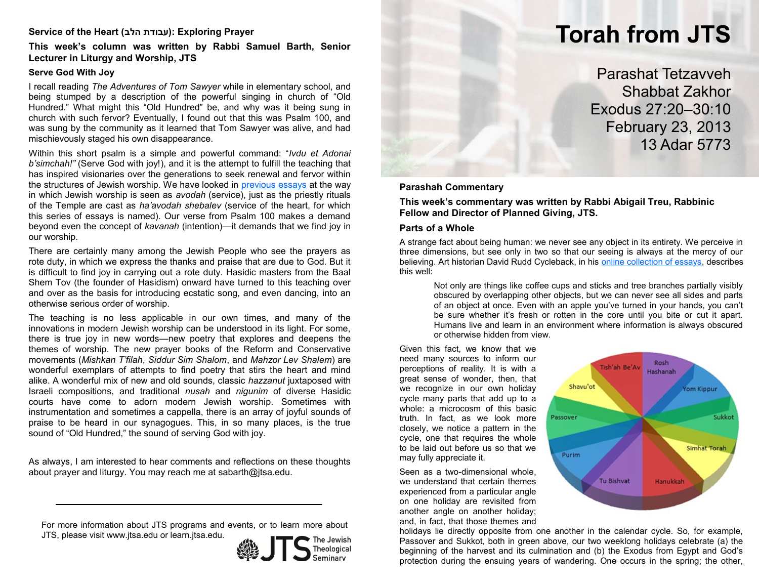# Torah from JTS

Parashat Tetzavveh
Shabbat Zakhor
Exodus 27:20–30:10
February 23, 2013
13 Adar 5773

## Parashah Commentary

**This week's commentary was written by Rabbi Abigail Treu, Rabbinic Fellow and Director of Planned Giving, JTS.**

### Parts of a Whole

A strange fact about being human: we never see any object in its entirety. We perceive in three dimensions, but see only in two so that our seeing is always at the mercy of our believing. Art historian David Rudd Cycleback, in his online collection of essays, describes this well:

> Not only are things like coffee cups and sticks and tree branches partially visibly obscured by overlapping other objects, but we can never see all sides and parts of an object at once. Even with an apple you've turned in your hands, you can't be sure whether it's fresh or rotten in the core until you bite or cut it apart. Humans live and learn in an environment where information is always obscured or otherwise hidden from view.

Given this fact, we know that we need many sources to inform our perceptions of reality. It is with a great sense of wonder, then, that we recognize in our own holiday cycle many parts that add up to a whole: a microcosm of this basic truth. In fact, as we look more closely, we notice a pattern in the cycle, one that requires the whole to be laid out before us so that we may fully appreciate it.

Rosh Hashanah, Yom Kippur, Sukkot, Simhat Torah, Hanukkah, Tu Bishvat, Purim, Passover, Shavu'ot, Tish'ah Be'Av

Seen as a two-dimensional whole, we understand that certain themes experienced from a particular angle on one holiday are revisited from another angle on another holiday; and, in fact, that those themes and holidays lie directly opposite from one another in the calendar cycle. So, for example, Passover and Sukkot, both in green above, our two weeklong holidays celebrate (a) the beginning of the harvest and its culmination and (b) the Exodus from Egypt and God's protection during the ensuing years of wandering. One occurs in the spring; the other,

---

## Service of the Heart (עבודת הלב): Exploring Prayer

**This week's column was written by Rabbi Samuel Barth, Senior Lecturer in Liturgy and Worship, JTS**

### Serve God With Joy

I recall reading *The Adventures of Tom Sawyer* while in elementary school, and being stumped by a description of the powerful singing in church of "Old Hundred." What might this "Old Hundred" be, and why was it being sung in church with such fervor? Eventually, I found out that this was Psalm 100, and was sung by the community as it learned that Tom Sawyer was alive, and had mischievously staged his own disappearance.

Within this short psalm is a simple and powerful command: "*Ivdu et Adonai b'simchah!"* (Serve God with joy!), and it is the attempt to fulfill the teaching that has inspired visionaries over the generations to seek renewal and fervor within the structures of Jewish worship. We have looked in previous essays at the way in which Jewish worship is seen as *avodah* (service), just as the priestly rituals of the Temple are cast as *ha'avodah shebalev* (service of the heart, for which this series of essays is named). Our verse from Psalm 100 makes a demand beyond even the concept of *kavanah* (intention)—it demands that we find joy in our worship.

There are certainly many among the Jewish People who see the prayers as rote duty, in which we express the thanks and praise that are due to God. But it is difficult to find joy in carrying out a rote duty. Hasidic masters from the Baal Shem Tov (the founder of Hasidism) onward have turned to this teaching over and over as the basis for introducing ecstatic song, and even dancing, into an otherwise serious order of worship.

The teaching is no less applicable in our own times, and many of the innovations in modern Jewish worship can be understood in its light. For some, there is true joy in new words—new poetry that explores and deepens the themes of worship. The new prayer books of the Reform and Conservative movements (*Mishkan T'filah*, *Siddur Sim Shalom*, and *Mahzor Lev Shalem*) are wonderful exemplars of attempts to find poetry that stirs the heart and mind alike. A wonderful mix of new and old sounds, classic *hazzanut* juxtaposed with Israeli compositions, and traditional *nusah* and *nigunim* of diverse Hasidic courts have come to adorn modern Jewish worship. Sometimes with instrumentation and sometimes a cappella, there is an array of joyful sounds of praise to be heard in our synagogues. This, in so many places, is the true sound of "Old Hundred," the sound of serving God with joy.

As always, I am interested to hear comments and reflections on these thoughts about prayer and liturgy. You may reach me at sabarth@jtsa.edu.

---

For more information about JTS programs and events, or to learn more about JTS, please visit www.jtsa.edu or learn.jtsa.edu.

JTS The Jewish Theological Seminary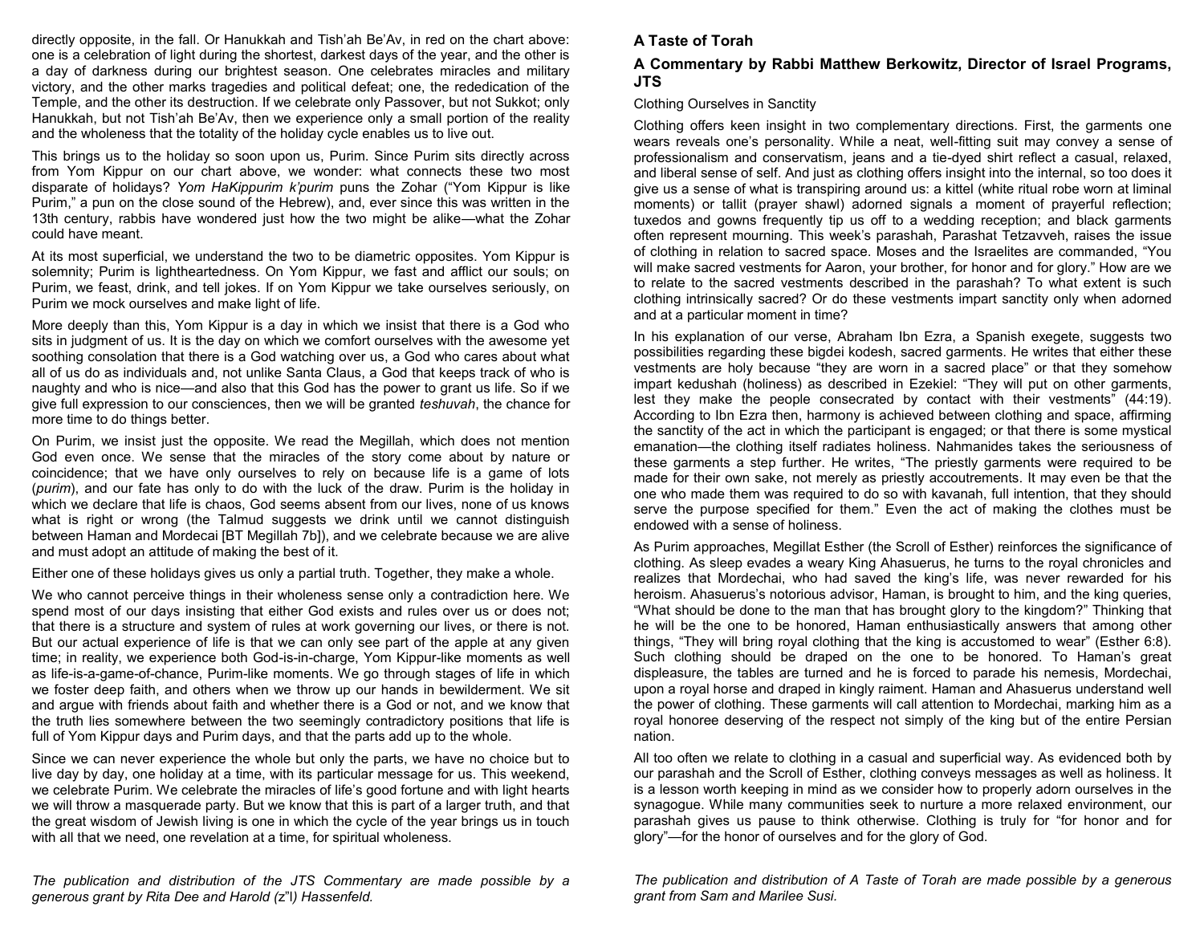directly opposite, in the fall. Or Hanukkah and Tish'ah Be'Av, in red on the chart above: one is a celebration of light during the shortest, darkest days of the year, and the other is a day of darkness during our brightest season. One celebrates miracles and military victory, and the other marks tragedies and political defeat; one, the rededication of the Temple, and the other its destruction. If we celebrate only Passover, but not Sukkot; only Hanukkah, but not Tish'ah Be'Av, then we experience only a small portion of the reality and the wholeness that the totality of the holiday cycle enables us to live out.

This brings us to the holiday so soon upon us, Purim. Since Purim sits directly across from Yom Kippur on our chart above, we wonder: what connects these two most disparate of holidays? *Yom HaKippurim k'purim* puns the Zohar ("Yom Kippur is like Purim," a pun on the close sound of the Hebrew), and, ever since this was written in the 13th century, rabbis have wondered just how the two might be alike—what the Zohar could have meant.

At its most superficial, we understand the two to be diametric opposites. Yom Kippur is solemnity; Purim is lightheartedness. On Yom Kippur, we fast and afflict our souls; on Purim, we feast, drink, and tell jokes. If on Yom Kippur we take ourselves seriously, on Purim we mock ourselves and make light of life.

More deeply than this, Yom Kippur is a day in which we insist that there is a God who sits in judgment of us. It is the day on which we comfort ourselves with the awesome yet soothing consolation that there is a God watching over us, a God who cares about what all of us do as individuals and, not unlike Santa Claus, a God that keeps track of who is naughty and who is nice—and also that this God has the power to grant us life. So if we give full expression to our consciences, then we will be granted *teshuvah*, the chance for more time to do things better.

On Purim, we insist just the opposite. We read the Megillah, which does not mention God even once. We sense that the miracles of the story come about by nature or coincidence; that we have only ourselves to rely on because life is a game of lots (*purim*), and our fate has only to do with the luck of the draw. Purim is the holiday in which we declare that life is chaos, God seems absent from our lives, none of us knows what is right or wrong (the Talmud suggests we drink until we cannot distinguish between Haman and Mordecai [BT Megillah 7b]), and we celebrate because we are alive and must adopt an attitude of making the best of it.

Either one of these holidays gives us only a partial truth. Together, they make a whole.

We who cannot perceive things in their wholeness sense only a contradiction here. We spend most of our days insisting that either God exists and rules over us or does not; that there is a structure and system of rules at work governing our lives, or there is not. But our actual experience of life is that we can only see part of the apple at any given time; in reality, we experience both God-is-in-charge, Yom Kippur-like moments as well as life-is-a-game-of-chance, Purim-like moments. We go through stages of life in which we foster deep faith, and others when we throw up our hands in bewilderment. We sit and argue with friends about faith and whether there is a God or not, and we know that the truth lies somewhere between the two seemingly contradictory positions that life is full of Yom Kippur days and Purim days, and that the parts add up to the whole.

Since we can never experience the whole but only the parts, we have no choice but to live day by day, one holiday at a time, with its particular message for us. This weekend, we celebrate Purim. We celebrate the miracles of life's good fortune and with light hearts we will throw a masquerade party. But we know that this is part of a larger truth, and that the great wisdom of Jewish living is one in which the cycle of the year brings us in touch with all that we need, one revelation at a time, for spiritual wholeness.

*The publication and distribution of the JTS Commentary are made possible by a generous grant by Rita Dee and Harold (z"l) Hassenfeld.*

## A Taste of Torah

## A Commentary by Rabbi Matthew Berkowitz, Director of Israel Programs, JTS

Clothing Ourselves in Sanctity

Clothing offers keen insight in two complementary directions. First, the garments one wears reveals one's personality. While a neat, well-fitting suit may convey a sense of professionalism and conservatism, jeans and a tie-dyed shirt reflect a casual, relaxed, and liberal sense of self. And just as clothing offers insight into the internal, so too does it give us a sense of what is transpiring around us: a kittel (white ritual robe worn at liminal moments) or tallit (prayer shawl) adorned signals a moment of prayerful reflection; tuxedos and gowns frequently tip us off to a wedding reception; and black garments often represent mourning. This week's parashah, Parashat Tetzavveh, raises the issue of clothing in relation to sacred space. Moses and the Israelites are commanded, "You will make sacred vestments for Aaron, your brother, for honor and for glory." How are we to relate to the sacred vestments described in the parashah? To what extent is such clothing intrinsically sacred? Or do these vestments impart sanctity only when adorned and at a particular moment in time?

In his explanation of our verse, Abraham Ibn Ezra, a Spanish exegete, suggests two possibilities regarding these bigdei kodesh, sacred garments. He writes that either these vestments are holy because "they are worn in a sacred place" or that they somehow impart kedushah (holiness) as described in Ezekiel: "They will put on other garments, lest they make the people consecrated by contact with their vestments" (44:19). According to Ibn Ezra then, harmony is achieved between clothing and space, affirming the sanctity of the act in which the participant is engaged; or that there is some mystical emanation—the clothing itself radiates holiness. Nahmanides takes the seriousness of these garments a step further. He writes, "The priestly garments were required to be made for their own sake, not merely as priestly accoutrements. It may even be that the one who made them was required to do so with kavanah, full intention, that they should serve the purpose specified for them." Even the act of making the clothes must be endowed with a sense of holiness.

As Purim approaches, Megillat Esther (the Scroll of Esther) reinforces the significance of clothing. As sleep evades a weary King Ahasuerus, he turns to the royal chronicles and realizes that Mordechai, who had saved the king's life, was never rewarded for his heroism. Ahasuerus's notorious advisor, Haman, is brought to him, and the king queries, "What should be done to the man that has brought glory to the kingdom?" Thinking that he will be the one to be honored, Haman enthusiastically answers that among other things, "They will bring royal clothing that the king is accustomed to wear" (Esther 6:8). Such clothing should be draped on the one to be honored. To Haman's great displeasure, the tables are turned and he is forced to parade his nemesis, Mordechai, upon a royal horse and draped in kingly raiment. Haman and Ahasuerus understand well the power of clothing. These garments will call attention to Mordechai, marking him as a royal honoree deserving of the respect not simply of the king but of the entire Persian nation.

All too often we relate to clothing in a casual and superficial way. As evidenced both by our parashah and the Scroll of Esther, clothing conveys messages as well as holiness. It is a lesson worth keeping in mind as we consider how to properly adorn ourselves in the synagogue. While many communities seek to nurture a more relaxed environment, our parashah gives us pause to think otherwise. Clothing is truly for "for honor and for glory"—for the honor of ourselves and for the glory of God.

*The publication and distribution of A Taste of Torah are made possible by a generous grant from Sam and Marilee Susi.*